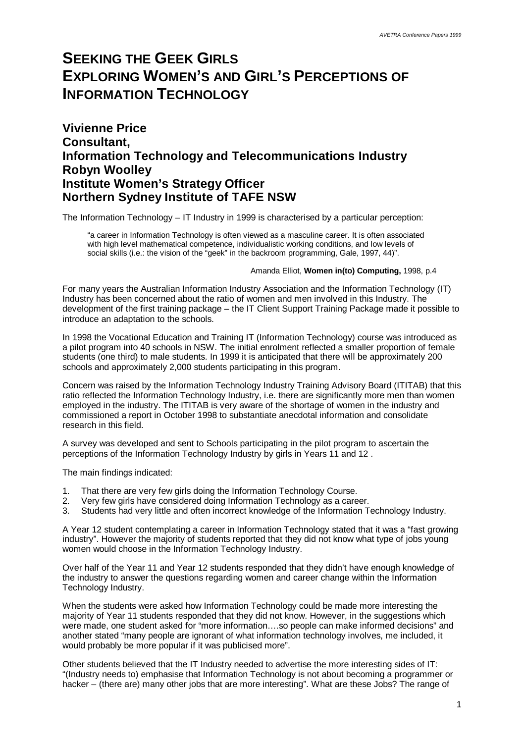# SEEKING THE GEEK GIRLS
# EXPLORING WOMEN'S AND GIRL'S PERCEPTIONS OF INFORMATION TECHNOLOGY

## Vivienne Price
## Consultant,
## Information Technology and Telecommunications Industry
## Robyn Woolley
## Institute Women's Strategy Officer
## Northern Sydney Institute of TAFE NSW

The Information Technology – IT Industry in 1999 is characterised by a particular perception:

> "a career in Information Technology is often viewed as a masculine career. It is often associated with high level mathematical competence, individualistic working conditions, and low levels of social skills (i.e.: the vision of the "geek" in the backroom programming, Gale, 1997, 44)".
>
> Amanda Elliot, **Women in(to) Computing,** 1998, p.4

For many years the Australian Information Industry Association and the Information Technology (IT) Industry has been concerned about the ratio of women and men involved in this Industry. The development of the first training package – the IT Client Support Training Package made it possible to introduce an adaptation to the schools.

In 1998 the Vocational Education and Training IT (Information Technology) course was introduced as a pilot program into 40 schools in NSW. The initial enrolment reflected a smaller proportion of female students (one third) to male students. In 1999 it is anticipated that there will be approximately 200 schools and approximately 2,000 students participating in this program.

Concern was raised by the Information Technology Industry Training Advisory Board (ITITAB) that this ratio reflected the Information Technology Industry, i.e. there are significantly more men than women employed in the industry. The ITITAB is very aware of the shortage of women in the industry and commissioned a report in October 1998 to substantiate anecdotal information and consolidate research in this field.

A survey was developed and sent to Schools participating in the pilot program to ascertain the perceptions of the Information Technology Industry by girls in Years 11 and 12 .

The main findings indicated:

1. That there are very few girls doing the Information Technology Course.
2. Very few girls have considered doing Information Technology as a career.
3. Students had very little and often incorrect knowledge of the Information Technology Industry.

A Year 12 student contemplating a career in Information Technology stated that it was a "fast growing industry". However the majority of students reported that they did not know what type of jobs young women would choose in the Information Technology Industry.

Over half of the Year 11 and Year 12 students responded that they didn't have enough knowledge of the industry to answer the questions regarding women and career change within the Information Technology Industry.

When the students were asked how Information Technology could be made more interesting the majority of Year 11 students responded that they did not know. However, in the suggestions which were made, one student asked for "more information….so people can make informed decisions" and another stated "many people are ignorant of what information technology involves, me included, it would probably be more popular if it was publicised more".

Other students believed that the IT Industry needed to advertise the more interesting sides of IT: "(Industry needs to) emphasise that Information Technology is not about becoming a programmer or hacker – (there are) many other jobs that are more interesting". What are these Jobs? The range of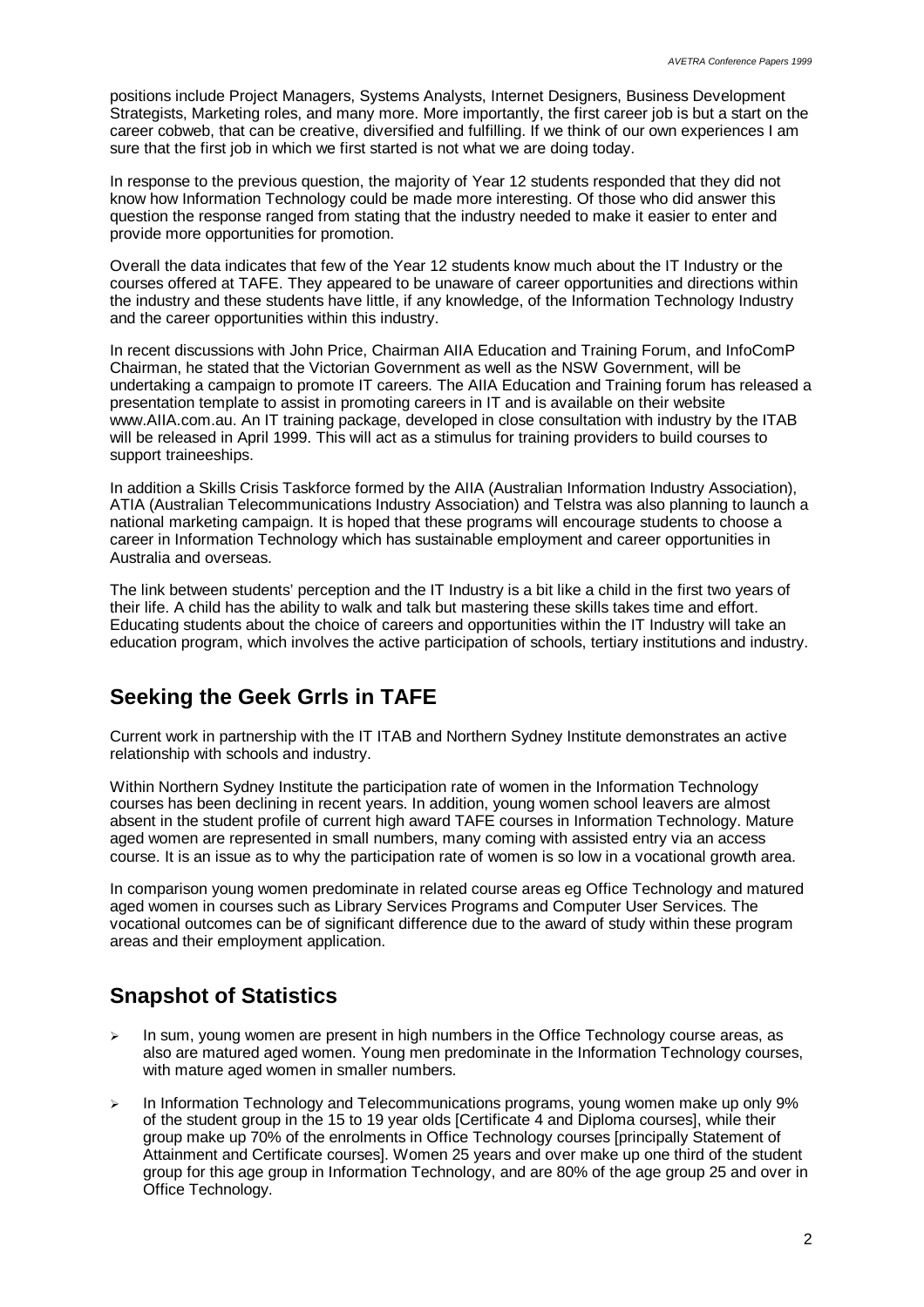positions include Project Managers, Systems Analysts, Internet Designers, Business Development Strategists, Marketing roles, and many more. More importantly, the first career job is but a start on the career cobweb, that can be creative, diversified and fulfilling. If we think of our own experiences I am sure that the first job in which we first started is not what we are doing today.

In response to the previous question, the majority of Year 12 students responded that they did not know how Information Technology could be made more interesting. Of those who did answer this question the response ranged from stating that the industry needed to make it easier to enter and provide more opportunities for promotion.

Overall the data indicates that few of the Year 12 students know much about the IT Industry or the courses offered at TAFE. They appeared to be unaware of career opportunities and directions within the industry and these students have little, if any knowledge, of the Information Technology Industry and the career opportunities within this industry.

In recent discussions with John Price, Chairman AIIA Education and Training Forum, and InfoComP Chairman, he stated that the Victorian Government as well as the NSW Government, will be undertaking a campaign to promote IT careers. The AIIA Education and Training forum has released a presentation template to assist in promoting careers in IT and is available on their website www.AIIA.com.au. An IT training package, developed in close consultation with industry by the ITAB will be released in April 1999. This will act as a stimulus for training providers to build courses to support traineeships.

In addition a Skills Crisis Taskforce formed by the AIIA (Australian Information Industry Association), ATIA (Australian Telecommunications Industry Association) and Telstra was also planning to launch a national marketing campaign. It is hoped that these programs will encourage students to choose a career in Information Technology which has sustainable employment and career opportunities in Australia and overseas.

The link between students' perception and the IT Industry is a bit like a child in the first two years of their life. A child has the ability to walk and talk but mastering these skills takes time and effort. Educating students about the choice of careers and opportunities within the IT Industry will take an education program, which involves the active participation of schools, tertiary institutions and industry.

## Seeking the Geek Grrls in TAFE

Current work in partnership with the IT ITAB and Northern Sydney Institute demonstrates an active relationship with schools and industry.

Within Northern Sydney Institute the participation rate of women in the Information Technology courses has been declining in recent years. In addition, young women school leavers are almost absent in the student profile of current high award TAFE courses in Information Technology. Mature aged women are represented in small numbers, many coming with assisted entry via an access course. It is an issue as to why the participation rate of women is so low in a vocational growth area.

In comparison young women predominate in related course areas eg Office Technology and matured aged women in courses such as Library Services Programs and Computer User Services. The vocational outcomes can be of significant difference due to the award of study within these program areas and their employment application.

## Snapshot of Statistics

- In sum, young women are present in high numbers in the Office Technology course areas, as also are matured aged women. Young men predominate in the Information Technology courses, with mature aged women in smaller numbers.
- In Information Technology and Telecommunications programs, young women make up only 9% of the student group in the 15 to 19 year olds [Certificate 4 and Diploma courses], while their group make up 70% of the enrolments in Office Technology courses [principally Statement of Attainment and Certificate courses]. Women 25 years and over make up one third of the student group for this age group in Information Technology, and are 80% of the age group 25 and over in Office Technology.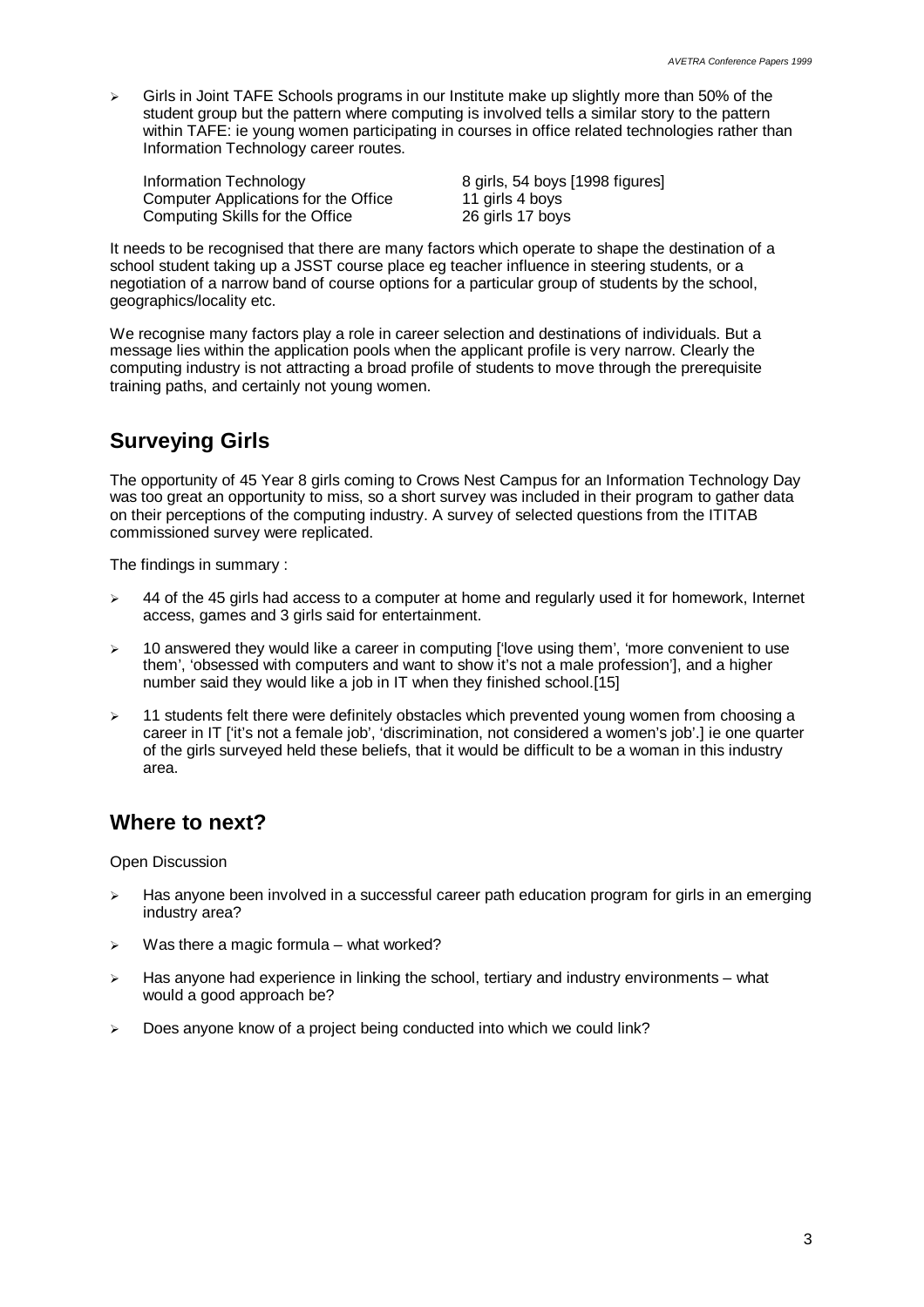- Girls in Joint TAFE Schools programs in our Institute make up slightly more than 50% of the student group but the pattern where computing is involved tells a similar story to the pattern within TAFE: ie young women participating in courses in office related technologies rather than Information Technology career routes.

| | |
|---|---|
| Information Technology | 8 girls, 54 boys [1998 figures] |
| Computer Applications for the Office | 11 girls 4 boys |
| Computing Skills for the Office | 26 girls 17 boys |

It needs to be recognised that there are many factors which operate to shape the destination of a school student taking up a JSST course place eg teacher influence in steering students, or a negotiation of a narrow band of course options for a particular group of students by the school, geographics/locality etc.

We recognise many factors play a role in career selection and destinations of individuals. But a message lies within the application pools when the applicant profile is very narrow. Clearly the computing industry is not attracting a broad profile of students to move through the prerequisite training paths, and certainly not young women.

## Surveying Girls

The opportunity of 45 Year 8 girls coming to Crows Nest Campus for an Information Technology Day was too great an opportunity to miss, so a short survey was included in their program to gather data on their perceptions of the computing industry. A survey of selected questions from the ITITAB commissioned survey were replicated.

The findings in summary :

- 44 of the 45 girls had access to a computer at home and regularly used it for homework, Internet access, games and 3 girls said for entertainment.
- 10 answered they would like a career in computing ['love using them', 'more convenient to use them', 'obsessed with computers and want to show it's not a male profession'], and a higher number said they would like a job in IT when they finished school.[15]
- 11 students felt there were definitely obstacles which prevented young women from choosing a career in IT ['it's not a female job', 'discrimination, not considered a women's job'.] ie one quarter of the girls surveyed held these beliefs, that it would be difficult to be a woman in this industry area.

## Where to next?

Open Discussion

- Has anyone been involved in a successful career path education program for girls in an emerging industry area?
- Was there a magic formula – what worked?
- Has anyone had experience in linking the school, tertiary and industry environments – what would a good approach be?
- Does anyone know of a project being conducted into which we could link?